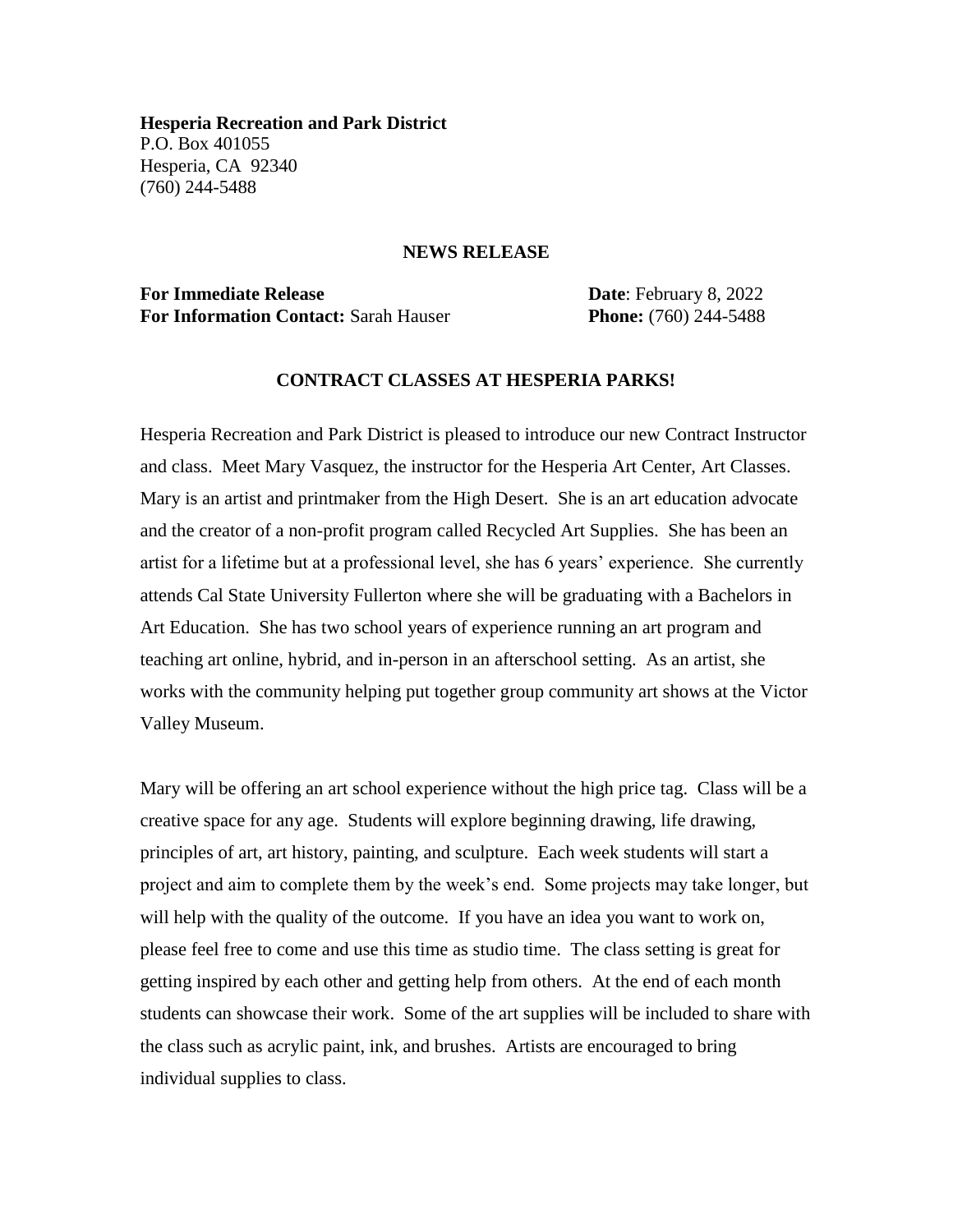**Hesperia Recreation and Park District**
P.O. Box 401055
Hesperia, CA 92340
(760) 244-5488

**NEWS RELEASE**

**For Immediate Release** **Date**: February 8, 2022
**For Information Contact:** Sarah Hauser **Phone:** (760) 244-5488

## CONTRACT CLASSES AT HESPERIA PARKS!

Hesperia Recreation and Park District is pleased to introduce our new Contract Instructor and class. Meet Mary Vasquez, the instructor for the Hesperia Art Center, Art Classes. Mary is an artist and printmaker from the High Desert. She is an art education advocate and the creator of a non-profit program called Recycled Art Supplies. She has been an artist for a lifetime but at a professional level, she has 6 years' experience. She currently attends Cal State University Fullerton where she will be graduating with a Bachelors in Art Education. She has two school years of experience running an art program and teaching art online, hybrid, and in-person in an afterschool setting. As an artist, she works with the community helping put together group community art shows at the Victor Valley Museum.

Mary will be offering an art school experience without the high price tag. Class will be a creative space for any age. Students will explore beginning drawing, life drawing, principles of art, art history, painting, and sculpture. Each week students will start a project and aim to complete them by the week's end. Some projects may take longer, but will help with the quality of the outcome. If you have an idea you want to work on, please feel free to come and use this time as studio time. The class setting is great for getting inspired by each other and getting help from others. At the end of each month students can showcase their work. Some of the art supplies will be included to share with the class such as acrylic paint, ink, and brushes. Artists are encouraged to bring individual supplies to class.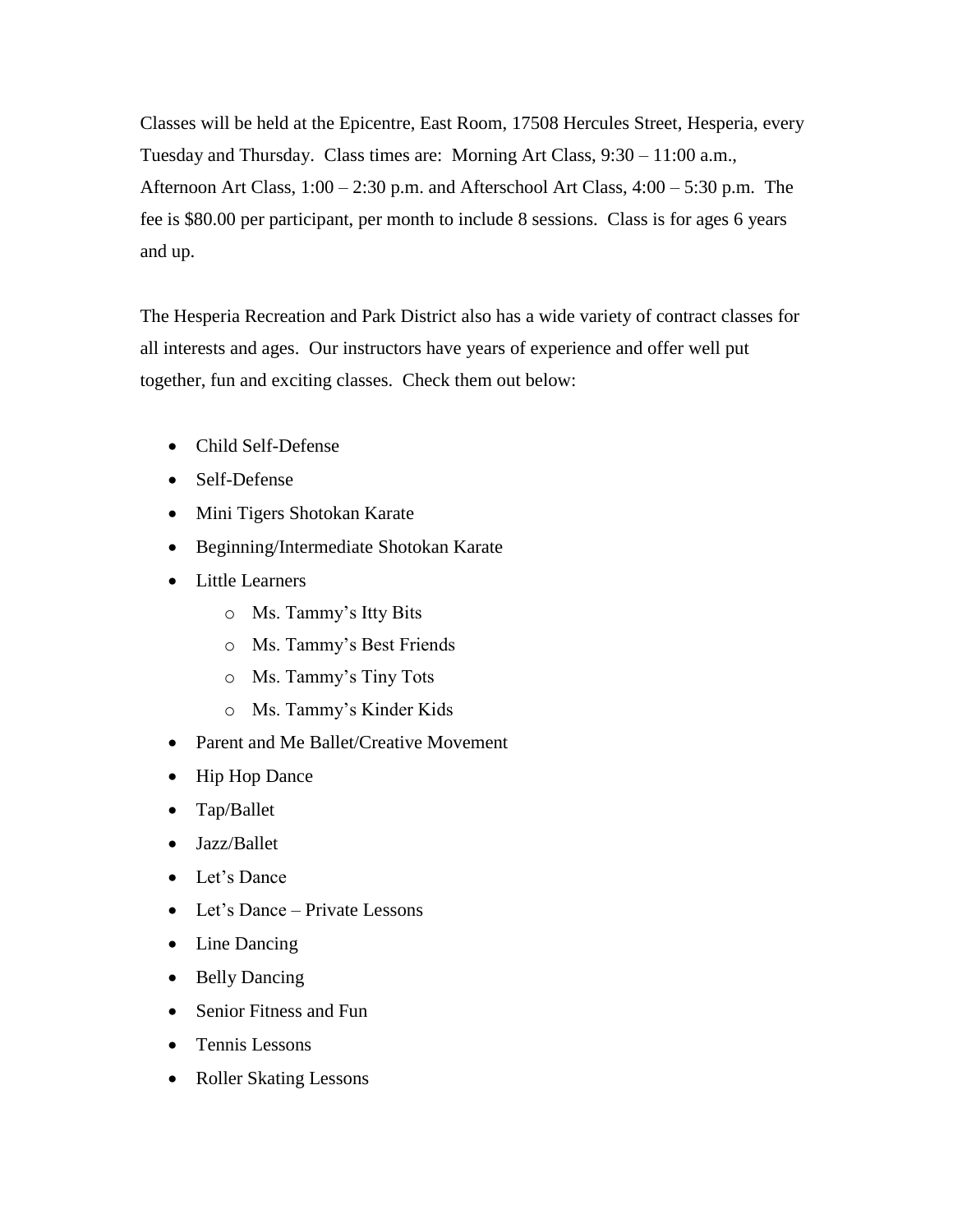Classes will be held at the Epicentre, East Room, 17508 Hercules Street, Hesperia, every Tuesday and Thursday. Class times are: Morning Art Class, 9:30 – 11:00 a.m., Afternoon Art Class, 1:00 – 2:30 p.m. and Afterschool Art Class, 4:00 – 5:30 p.m. The fee is $80.00 per participant, per month to include 8 sessions. Class is for ages 6 years and up.

The Hesperia Recreation and Park District also has a wide variety of contract classes for all interests and ages. Our instructors have years of experience and offer well put together, fun and exciting classes. Check them out below:

- Child Self-Defense
- Self-Defense
- Mini Tigers Shotokan Karate
- Beginning/Intermediate Shotokan Karate
- Little Learners
  - Ms. Tammy's Itty Bits
  - Ms. Tammy's Best Friends
  - Ms. Tammy's Tiny Tots
  - Ms. Tammy's Kinder Kids
- Parent and Me Ballet/Creative Movement
- Hip Hop Dance
- Tap/Ballet
- Jazz/Ballet
- Let's Dance
- Let's Dance – Private Lessons
- Line Dancing
- Belly Dancing
- Senior Fitness and Fun
- Tennis Lessons
- Roller Skating Lessons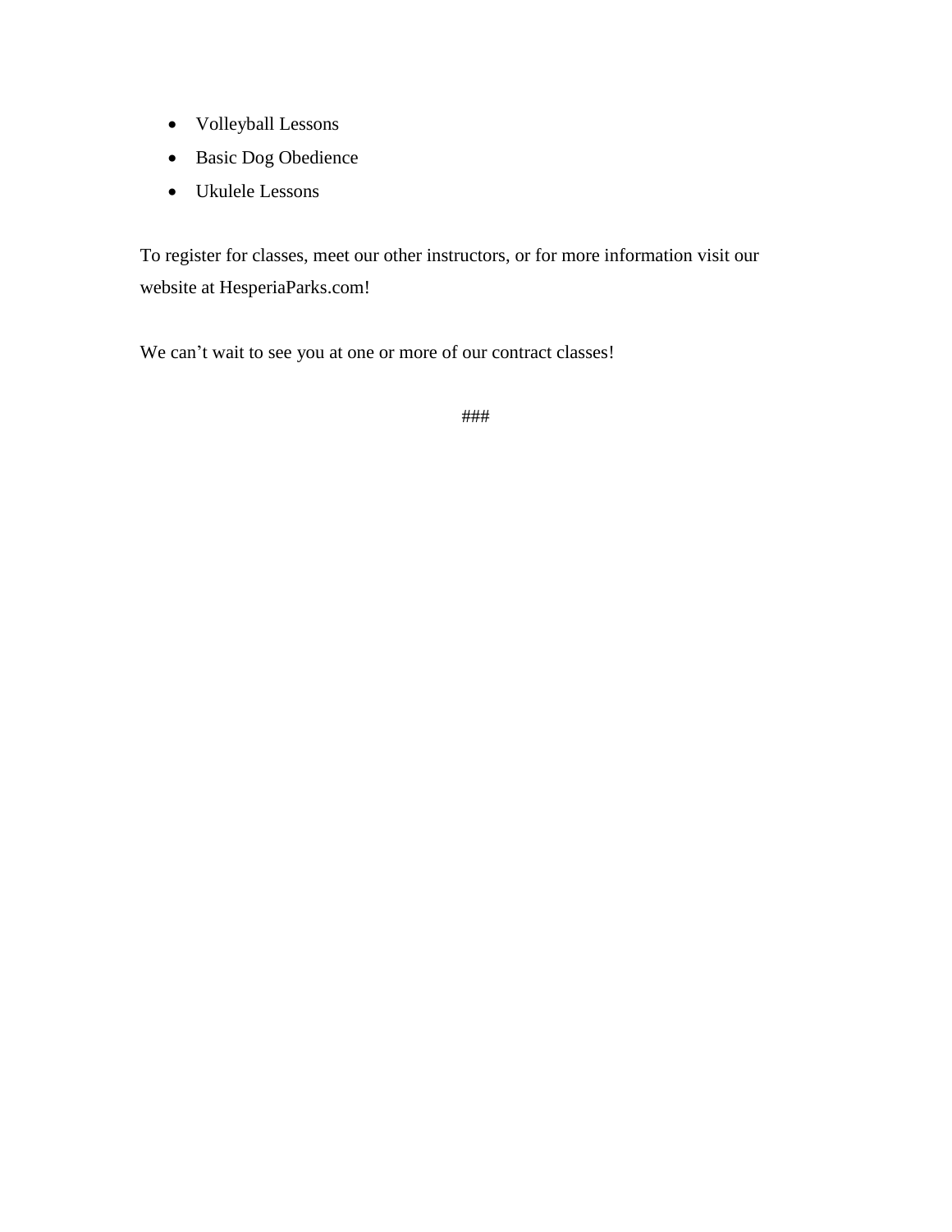- Volleyball Lessons
- Basic Dog Obedience
- Ukulele Lessons

To register for classes, meet our other instructors, or for more information visit our website at HesperiaParks.com!

We can't wait to see you at one or more of our contract classes!

###